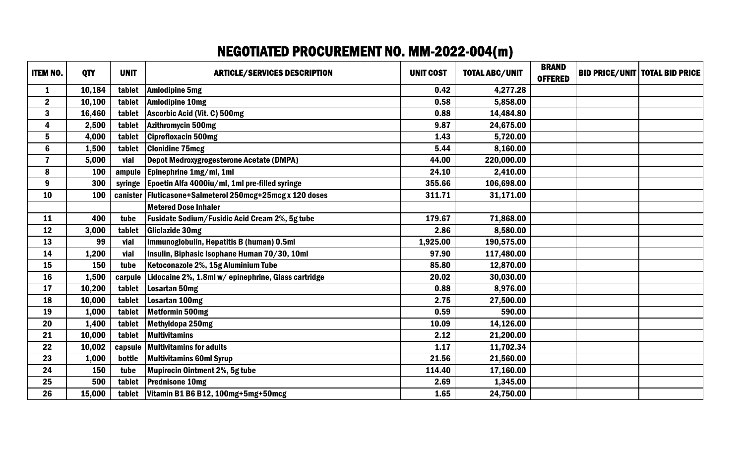# NEGOTIATED PROCUREMENT NO. MM-2022-004(m)

| ITEM NO. | QTY | UNIT | ARTICLE/SERVICES DESCRIPTION | UNIT COST | TOTAL ABC/UNIT | BRAND OFFERED | BID PRICE/UNIT | TOTAL BID PRICE |
|---|---|---|---|---|---|---|---|---|
| 1 | 10,184 | tablet | Amlodipine 5mg | 0.42 | 4,277.28 | | | |
| 2 | 10,100 | tablet | Amlodipine 10mg | 0.58 | 5,858.00 | | | |
| 3 | 16,460 | tablet | Ascorbic Acid (Vit. C) 500mg | 0.88 | 14,484.80 | | | |
| 4 | 2,500 | tablet | Azithromycin 500mg | 9.87 | 24,675.00 | | | |
| 5 | 4,000 | tablet | Ciprofloxacin 500mg | 1.43 | 5,720.00 | | | |
| 6 | 1,500 | tablet | Clonidine 75mcg | 5.44 | 8,160.00 | | | |
| 7 | 5,000 | vial | Depot Medroxygrogesterone Acetate (DMPA) | 44.00 | 220,000.00 | | | |
| 8 | 100 | ampule | Epinephrine 1mg/ml, 1ml | 24.10 | 2,410.00 | | | |
| 9 | 300 | syringe | Epoetin Alfa 4000iu/ml, 1ml pre-filled syringe | 355.66 | 106,698.00 | | | |
| 10 | 100 | canister | Fluticasone+Salmeterol 250mcg+25mcg x 120 doses | 311.71 | 31,171.00 | | | |
| | | | Metered Dose Inhaler | | | | | |
| 11 | 400 | tube | Fusidate Sodium/Fusidic Acid Cream 2%, 5g tube | 179.67 | 71,868.00 | | | |
| 12 | 3,000 | tablet | Gliclazide 30mg | 2.86 | 8,580.00 | | | |
| 13 | 99 | vial | Immunoglobulin, Hepatitis B (human) 0.5ml | 1,925.00 | 190,575.00 | | | |
| 14 | 1,200 | vial | Insulin, Biphasic Isophane Human 70/30, 10ml | 97.90 | 117,480.00 | | | |
| 15 | 150 | tube | Ketoconazole 2%, 15g Aluminium Tube | 85.80 | 12,870.00 | | | |
| 16 | 1,500 | carpule | Lidocaine 2%, 1.8ml w/ epinephrine, Glass cartridge | 20.02 | 30,030.00 | | | |
| 17 | 10,200 | tablet | Losartan 50mg | 0.88 | 8,976.00 | | | |
| 18 | 10,000 | tablet | Losartan 100mg | 2.75 | 27,500.00 | | | |
| 19 | 1,000 | tablet | Metformin 500mg | 0.59 | 590.00 | | | |
| 20 | 1,400 | tablet | Methyldopa 250mg | 10.09 | 14,126.00 | | | |
| 21 | 10,000 | tablet | Multivitamins | 2.12 | 21,200.00 | | | |
| 22 | 10,002 | capsule | Multivitamins for adults | 1.17 | 11,702.34 | | | |
| 23 | 1,000 | bottle | Multivitamins 60ml Syrup | 21.56 | 21,560.00 | | | |
| 24 | 150 | tube | Mupirocin Ointment 2%, 5g tube | 114.40 | 17,160.00 | | | |
| 25 | 500 | tablet | Prednisone 10mg | 2.69 | 1,345.00 | | | |
| 26 | 15,000 | tablet | Vitamin B1 B6 B12, 100mg+5mg+50mcg | 1.65 | 24,750.00 | | | |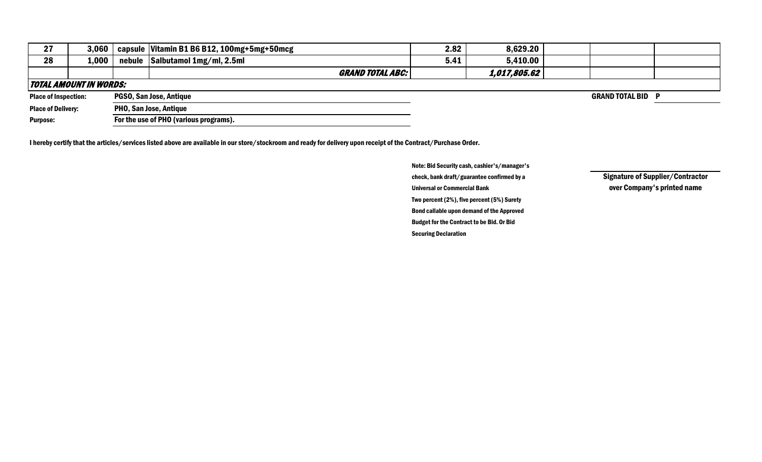| | | | | | | | | |
|---|---|---|---|---|---|---|---|---|
| 27 | 3,060 | capsule | Vitamin B1 B6 B12, 100mg+5mg+50mcg | 2.82 | 8,629.20 | | | |
| 28 | 1,000 | nebule | Salbutamol 1mg/ml, 2.5ml | 5.41 | 5,410.00 | | | |
| | | | ***GRAND TOTAL ABC:*** | | ***1,017,805.62*** | | | |
| ***TOTAL AMOUNT IN WORDS:*** | | | | | | | | |

**Place of Inspection:** PGSO, San Jose, Antique

**GRAND TOTAL BID P**

**Place of Delivery:** PHO, San Jose, Antique

**Purpose:** For the use of PHO (various programs).

I hereby certify that the articles/services listed above are available in our store/stockroom and ready for delivery upon receipt of the Contract/Purchase Order.

Note: Bid Security cash, cashier's/manager's check, bank draft/guarantee confirmed by a Universal or Commercial Bank
Two percent (2%), five percent (5%) Surety Bond callable upon demand of the Approved Budget for the Contract to be Bid. Or Bid Securing Declaration

**Signature of Supplier/Contractor over Company's printed name**